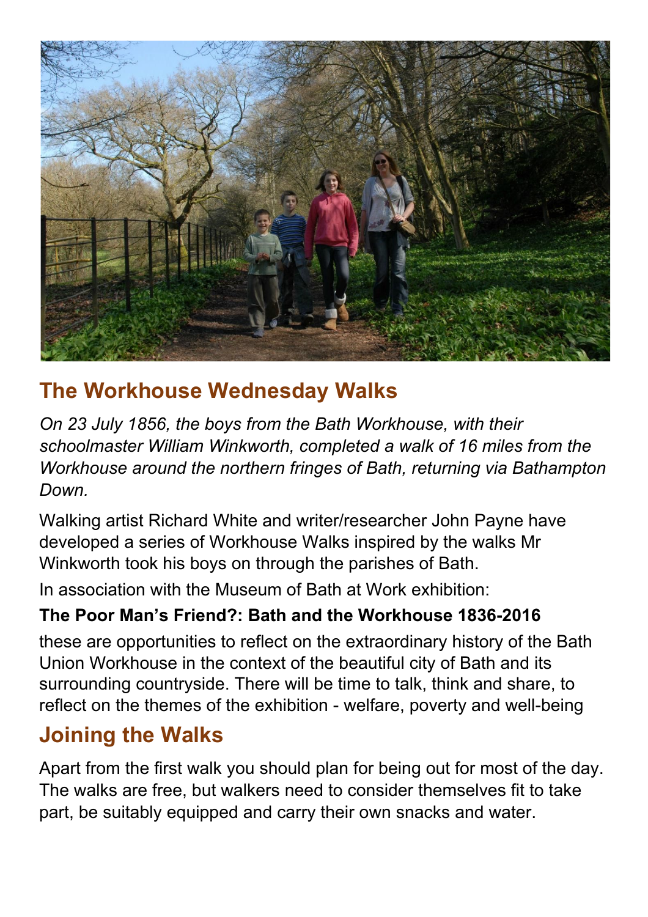## The Workhouse Wednesday Walks

*On 23 July 1856, the boys from the Bath Workhouse, with their schoolmaster William Winkworth, completed a walk of 16 miles from the Workhouse around the northern fringes of Bath, returning via Bathampton Down.*

Walking artist Richard White and writer/researcher John Payne have developed a series of Workhouse Walks inspired by the walks Mr Winkworth took his boys on through the parishes of Bath.

In association with the Museum of Bath at Work exhibition:

**The Poor Man's Friend?: Bath and the Workhouse 1836-2016**

these are opportunities to reflect on the extraordinary history of the Bath Union Workhouse in the context of the beautiful city of Bath and its surrounding countryside. There will be time to talk, think and share, to reflect on the themes of the exhibition - welfare, poverty and well-being

## Joining the Walks

Apart from the first walk you should plan for being out for most of the day. The walks are free, but walkers need to consider themselves fit to take part, be suitably equipped and carry their own snacks and water.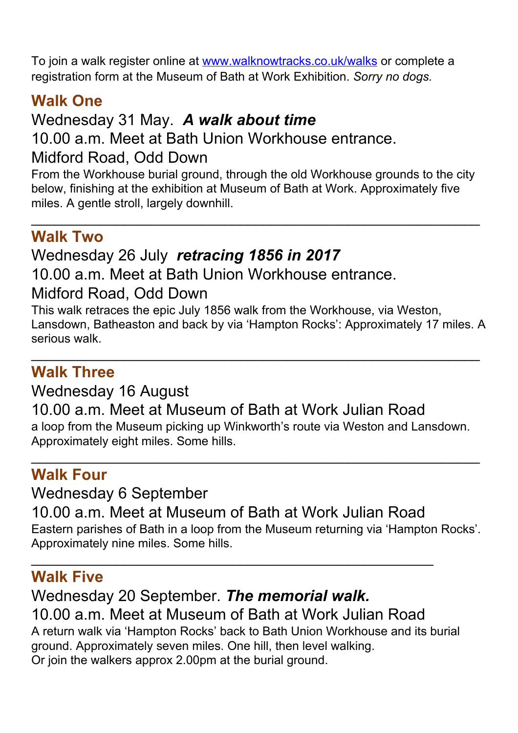To join a walk register online at [www.walknowtracks.co.uk/walks](http://www.walknowtracks.co.uk/walks) or complete a registration form at the Museum of Bath at Work Exhibition. *Sorry no dogs.*

## Walk One

Wednesday 31 May. ***A walk about time***

10.00 a.m. Meet at Bath Union Workhouse entrance.

Midford Road, Odd Down

From the Workhouse burial ground, through the old Workhouse grounds to the city below, finishing at the exhibition at Museum of Bath at Work. Approximately five miles. A gentle stroll, largely downhill.

---

## Walk Two

Wednesday 26 July ***retracing 1856 in 2017***

10.00 a.m. Meet at Bath Union Workhouse entrance.

Midford Road, Odd Down

This walk retraces the epic July 1856 walk from the Workhouse, via Weston, Lansdown, Batheaston and back by via 'Hampton Rocks': Approximately 17 miles. A serious walk.

---

## Walk Three

Wednesday 16 August

10.00 a.m. Meet at Museum of Bath at Work Julian Road

a loop from the Museum picking up Winkworth's route via Weston and Lansdown. Approximately eight miles. Some hills.

---

## Walk Four

Wednesday 6 September

10.00 a.m. Meet at Museum of Bath at Work Julian Road

Eastern parishes of Bath in a loop from the Museum returning via 'Hampton Rocks'. Approximately nine miles. Some hills.

---

## Walk Five

Wednesday 20 September. ***The memorial walk.***

10.00 a.m. Meet at Museum of Bath at Work Julian Road

A return walk via 'Hampton Rocks' back to Bath Union Workhouse and its burial ground. Approximately seven miles. One hill, then level walking.
Or join the walkers approx 2.00pm at the burial ground.